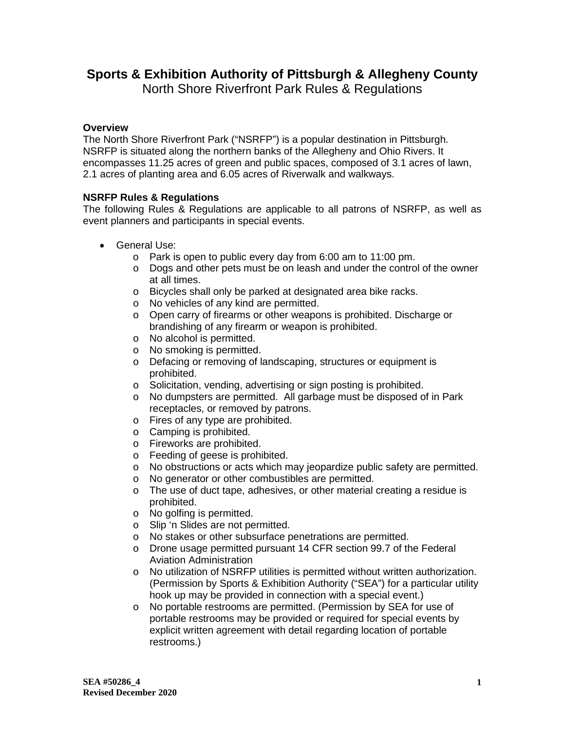# Sports & Exhibition Authority of Pittsburgh & Allegheny County

## North Shore Riverfront Park Rules & Regulations

**Overview**

The North Shore Riverfront Park ("NSRFP") is a popular destination in Pittsburgh. NSRFP is situated along the northern banks of the Allegheny and Ohio Rivers. It encompasses 11.25 acres of green and public spaces, composed of 3.1 acres of lawn, 2.1 acres of planting area and 6.05 acres of Riverwalk and walkways.

**NSRFP Rules & Regulations**

The following Rules & Regulations are applicable to all patrons of NSRFP, as well as event planners and participants in special events.

- General Use:
  - Park is open to public every day from 6:00 am to 11:00 pm.
  - Dogs and other pets must be on leash and under the control of the owner at all times.
  - Bicycles shall only be parked at designated area bike racks.
  - No vehicles of any kind are permitted.
  - Open carry of firearms or other weapons is prohibited. Discharge or brandishing of any firearm or weapon is prohibited.
  - No alcohol is permitted.
  - No smoking is permitted.
  - Defacing or removing of landscaping, structures or equipment is prohibited.
  - Solicitation, vending, advertising or sign posting is prohibited.
  - No dumpsters are permitted. All garbage must be disposed of in Park receptacles, or removed by patrons.
  - Fires of any type are prohibited.
  - Camping is prohibited.
  - Fireworks are prohibited.
  - Feeding of geese is prohibited.
  - No obstructions or acts which may jeopardize public safety are permitted.
  - No generator or other combustibles are permitted.
  - The use of duct tape, adhesives, or other material creating a residue is prohibited.
  - No golfing is permitted.
  - Slip 'n Slides are not permitted.
  - No stakes or other subsurface penetrations are permitted.
  - Drone usage permitted pursuant 14 CFR section 99.7 of the Federal Aviation Administration
  - No utilization of NSRFP utilities is permitted without written authorization. (Permission by Sports & Exhibition Authority ("SEA") for a particular utility hook up may be provided in connection with a special event.)
  - No portable restrooms are permitted. (Permission by SEA for use of portable restrooms may be provided or required for special events by explicit written agreement with detail regarding location of portable restrooms.)

**SEA #50286_4**
**Revised December 2020**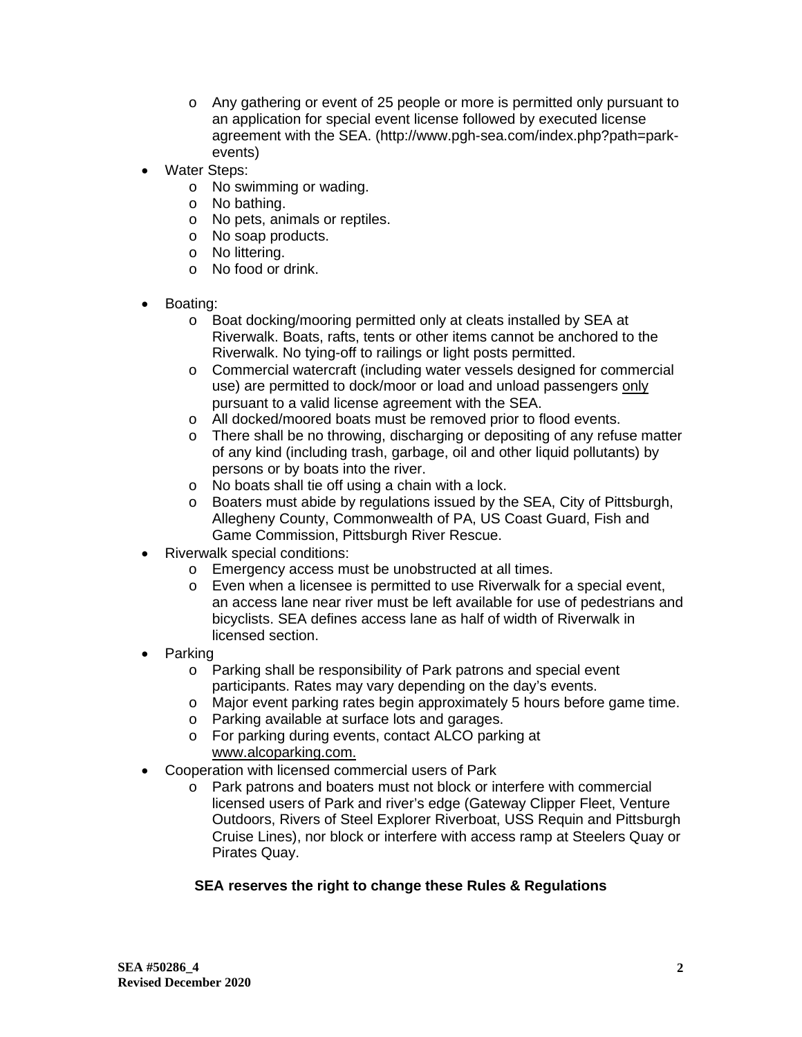- Any gathering or event of 25 people or more is permitted only pursuant to an application for special event license followed by executed license agreement with the SEA. (http://www.pgh-sea.com/index.php?path=park-events)
- Water Steps:
  - No swimming or wading.
  - No bathing.
  - No pets, animals or reptiles.
  - No soap products.
  - No littering.
  - No food or drink.
- Boating:
  - Boat docking/mooring permitted only at cleats installed by SEA at Riverwalk. Boats, rafts, tents or other items cannot be anchored to the Riverwalk. No tying-off to railings or light posts permitted.
  - Commercial watercraft (including water vessels designed for commercial use) are permitted to dock/moor or load and unload passengers <u>only</u> pursuant to a valid license agreement with the SEA.
  - All docked/moored boats must be removed prior to flood events.
  - There shall be no throwing, discharging or depositing of any refuse matter of any kind (including trash, garbage, oil and other liquid pollutants) by persons or by boats into the river.
  - No boats shall tie off using a chain with a lock.
  - Boaters must abide by regulations issued by the SEA, City of Pittsburgh, Allegheny County, Commonwealth of PA, US Coast Guard, Fish and Game Commission, Pittsburgh River Rescue.
- Riverwalk special conditions:
  - Emergency access must be unobstructed at all times.
  - Even when a licensee is permitted to use Riverwalk for a special event, an access lane near river must be left available for use of pedestrians and bicyclists. SEA defines access lane as half of width of Riverwalk in licensed section.
- Parking
  - Parking shall be responsibility of Park patrons and special event participants. Rates may vary depending on the day's events.
  - Major event parking rates begin approximately 5 hours before game time.
  - Parking available at surface lots and garages.
  - For parking during events, contact ALCO parking at www.alcoparking.com.
- Cooperation with licensed commercial users of Park
  - Park patrons and boaters must not block or interfere with commercial licensed users of Park and river's edge (Gateway Clipper Fleet, Venture Outdoors, Rivers of Steel Explorer Riverboat, USS Requin and Pittsburgh Cruise Lines), nor block or interfere with access ramp at Steelers Quay or Pirates Quay.

**SEA reserves the right to change these Rules & Regulations**

**SEA #50286_4**
**Revised December 2020**